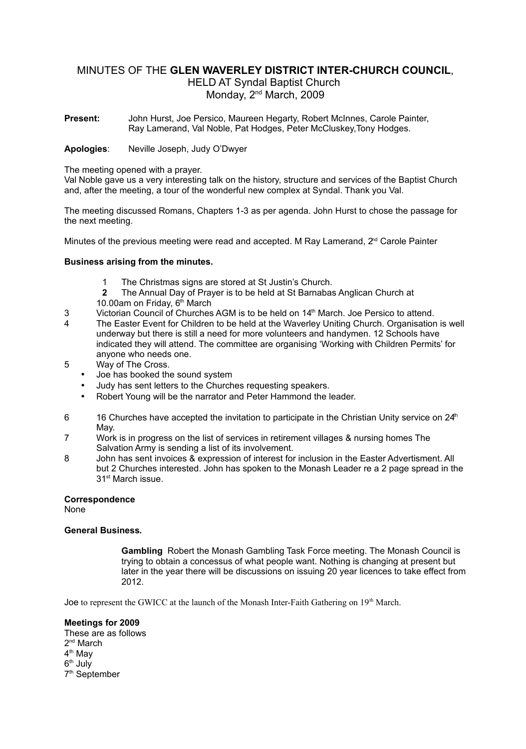# MINUTES OF THE **GLEN WAVERLEY DISTRICT INTER-CHURCH COUNCIL**,

HELD AT Syndal Baptist Church

Monday, 2nd March, 2009

**Present:** John Hurst, Joe Persico, Maureen Hegarty, Robert McInnes, Carole Painter, Ray Lamerand, Val Noble, Pat Hodges, Peter McCluskey,Tony Hodges.

**Apologies**: Neville Joseph, Judy O'Dwyer

The meeting opened with a prayer.
Val Noble gave us a very interesting talk on the history, structure and services of the Baptist Church and, after the meeting, a tour of the wonderful new complex at Syndal. Thank you Val.

The meeting discussed Romans, Chapters 1-3 as per agenda. John Hurst to chose the passage for the next meeting.

Minutes of the previous meeting were read and accepted. M Ray Lamerand, 2nd Carole Painter

**Business arising from the minutes.**

1. The Christmas signs are stored at St Justin's Church.
2. The Annual Day of Prayer is to be held at St Barnabas Anglican Church at 10.00am on Friday, 6th March
3. Victorian Council of Churches AGM is to be held on 14th March. Joe Persico to attend.
4. The Easter Event for Children to be held at the Waverley Uniting Church. Organisation is well underway but there is still a need for more volunteers and handymen. 12 Schools have indicated they will attend. The committee are organising 'Working with Children Permits' for anyone who needs one.
5. Way of The Cross.
   - Joe has booked the sound system
   - Judy has sent letters to the Churches requesting speakers.
   - Robert Young will be the narrator and Peter Hammond the leader.
6. 16 Churches have accepted the invitation to participate in the Christian Unity service on 24th May.
7. Work is in progress on the list of services in retirement villages & nursing homes The Salvation Army is sending a list of its involvement.
8. John has sent invoices & expression of interest for inclusion in the Easter Advertisment. All but 2 Churches interested. John has spoken to the Monash Leader re a 2 page spread in the 31st March issue.

**Correspondence**

None

**General Business.**

**Gambling** Robert the Monash Gambling Task Force meeting. The Monash Council is trying to obtain a concessus of what people want. Nothing is changing at present but later in the year there will be discussions on issuing 20 year licences to take effect from 2012.

Joe to represent the GWICC at the launch of the Monash Inter-Faith Gathering on 19th March.

**Meetings for 2009**

These are as follows
2nd March
4th May
6th July
7th September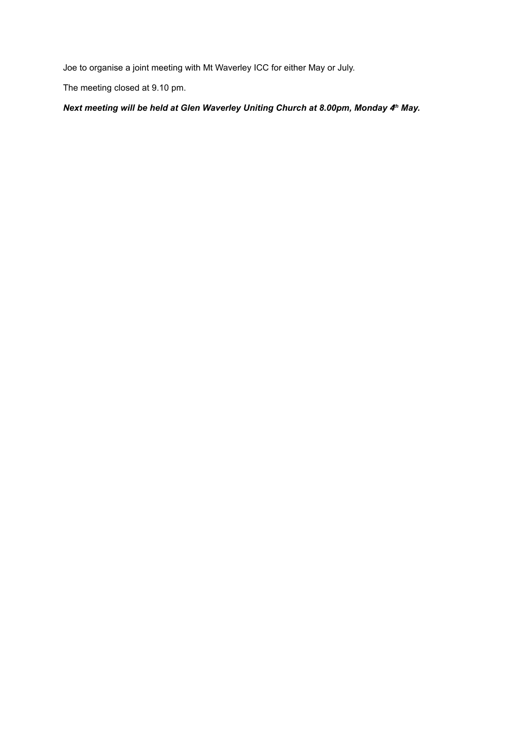Joe to organise a joint meeting with Mt Waverley ICC for either May or July.

The meeting closed at 9.10 pm.

***Next meeting will be held at Glen Waverley Uniting Church at 8.00pm, Monday 4th May.***